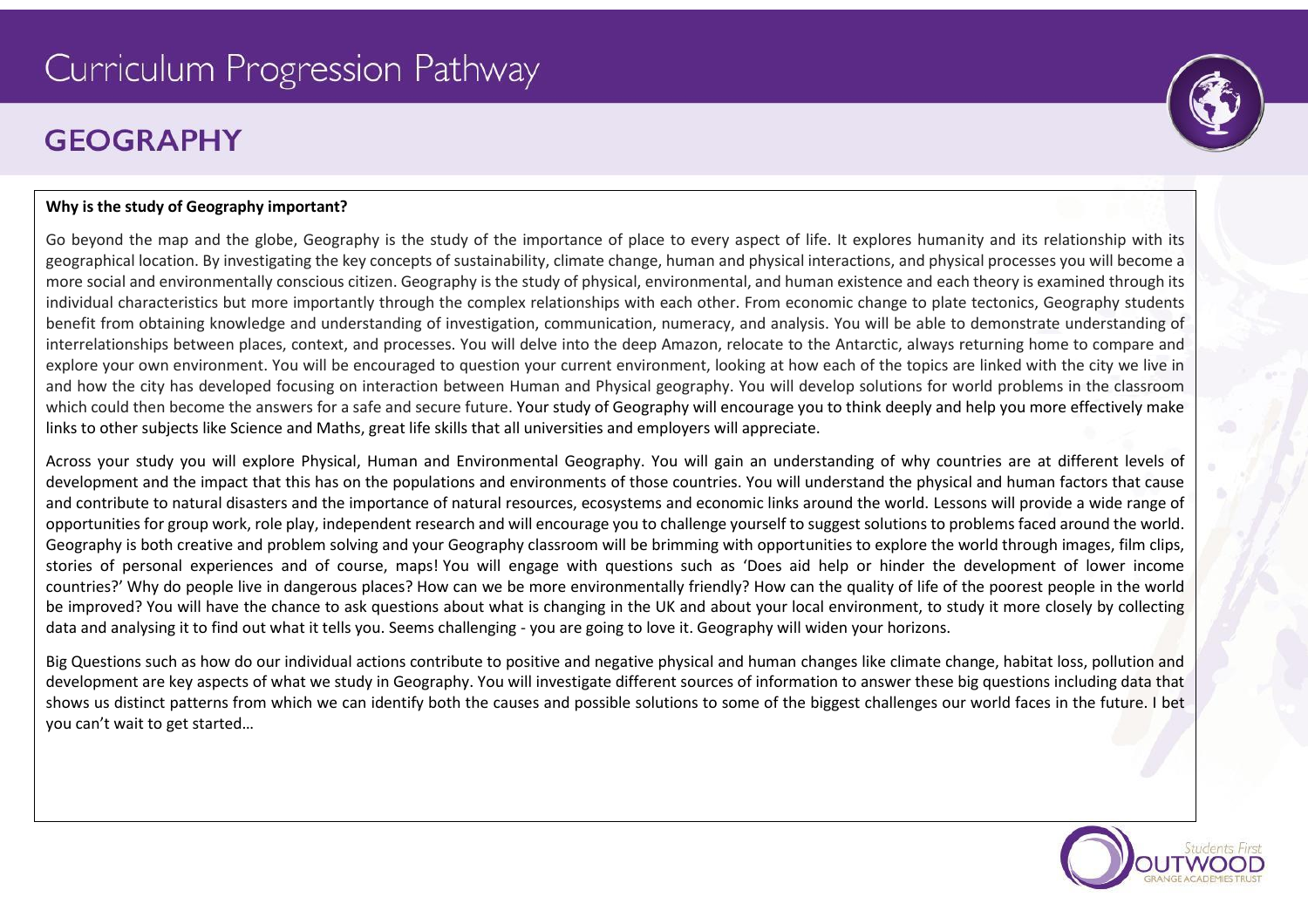# Curriculum Progression Pathway

## GEOGRAPHY

**Why is the study of Geography important?**

Go beyond the map and the globe, Geography is the study of the importance of place to every aspect of life. It explores humanity and its relationship with its geographical location. By investigating the key concepts of sustainability, climate change, human and physical interactions, and physical processes you will become a more social and environmentally conscious citizen. Geography is the study of physical, environmental, and human existence and each theory is examined through its individual characteristics but more importantly through the complex relationships with each other. From economic change to plate tectonics, Geography students benefit from obtaining knowledge and understanding of investigation, communication, numeracy, and analysis. You will be able to demonstrate understanding of interrelationships between places, context, and processes. You will delve into the deep Amazon, relocate to the Antarctic, always returning home to compare and explore your own environment. You will be encouraged to question your current environment, looking at how each of the topics are linked with the city we live in and how the city has developed focusing on interaction between Human and Physical geography. You will develop solutions for world problems in the classroom which could then become the answers for a safe and secure future. Your study of Geography will encourage you to think deeply and help you more effectively make links to other subjects like Science and Maths, great life skills that all universities and employers will appreciate.

Across your study you will explore Physical, Human and Environmental Geography. You will gain an understanding of why countries are at different levels of development and the impact that this has on the populations and environments of those countries. You will understand the physical and human factors that cause and contribute to natural disasters and the importance of natural resources, ecosystems and economic links around the world. Lessons will provide a wide range of opportunities for group work, role play, independent research and will encourage you to challenge yourself to suggest solutions to problems faced around the world. Geography is both creative and problem solving and your Geography classroom will be brimming with opportunities to explore the world through images, film clips, stories of personal experiences and of course, maps! You will engage with questions such as 'Does aid help or hinder the development of lower income countries?' Why do people live in dangerous places? How can we be more environmentally friendly? How can the quality of life of the poorest people in the world be improved? You will have the chance to ask questions about what is changing in the UK and about your local environment, to study it more closely by collecting data and analysing it to find out what it tells you. Seems challenging - you are going to love it. Geography will widen your horizons.

Big Questions such as how do our individual actions contribute to positive and negative physical and human changes like climate change, habitat loss, pollution and development are key aspects of what we study in Geography. You will investigate different sources of information to answer these big questions including data that shows us distinct patterns from which we can identify both the causes and possible solutions to some of the biggest challenges our world faces in the future. I bet you can't wait to get started…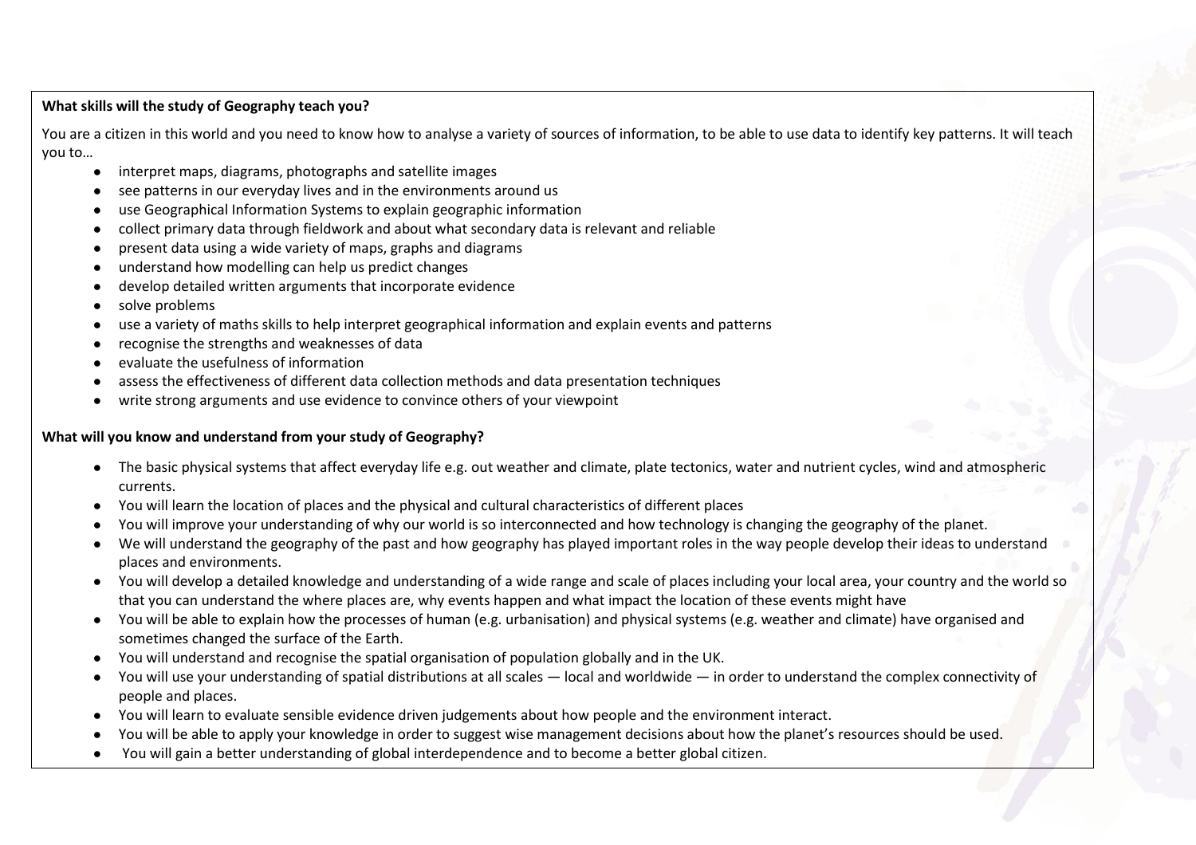**What skills will the study of Geography teach you?**

You are a citizen in this world and you need to know how to analyse a variety of sources of information, to be able to use data to identify key patterns. It will teach you to…

- interpret maps, diagrams, photographs and satellite images
- see patterns in our everyday lives and in the environments around us
- use Geographical Information Systems to explain geographic information
- collect primary data through fieldwork and about what secondary data is relevant and reliable
- present data using a wide variety of maps, graphs and diagrams
- understand how modelling can help us predict changes
- develop detailed written arguments that incorporate evidence
- solve problems
- use a variety of maths skills to help interpret geographical information and explain events and patterns
- recognise the strengths and weaknesses of data
- evaluate the usefulness of information
- assess the effectiveness of different data collection methods and data presentation techniques
- write strong arguments and use evidence to convince others of your viewpoint

**What will you know and understand from your study of Geography?**

- The basic physical systems that affect everyday life e.g. out weather and climate, plate tectonics, water and nutrient cycles, wind and atmospheric currents.
- You will learn the location of places and the physical and cultural characteristics of different places
- You will improve your understanding of why our world is so interconnected and how technology is changing the geography of the planet.
- We will understand the geography of the past and how geography has played important roles in the way people develop their ideas to understand places and environments.
- You will develop a detailed knowledge and understanding of a wide range and scale of places including your local area, your country and the world so that you can understand the where places are, why events happen and what impact the location of these events might have
- You will be able to explain how the processes of human (e.g. urbanisation) and physical systems (e.g. weather and climate) have organised and sometimes changed the surface of the Earth.
- You will understand and recognise the spatial organisation of population globally and in the UK.
- You will use your understanding of spatial distributions at all scales — local and worldwide — in order to understand the complex connectivity of people and places.
- You will learn to evaluate sensible evidence driven judgements about how people and the environment interact.
- You will be able to apply your knowledge in order to suggest wise management decisions about how the planet's resources should be used.
- You will gain a better understanding of global interdependence and to become a better global citizen.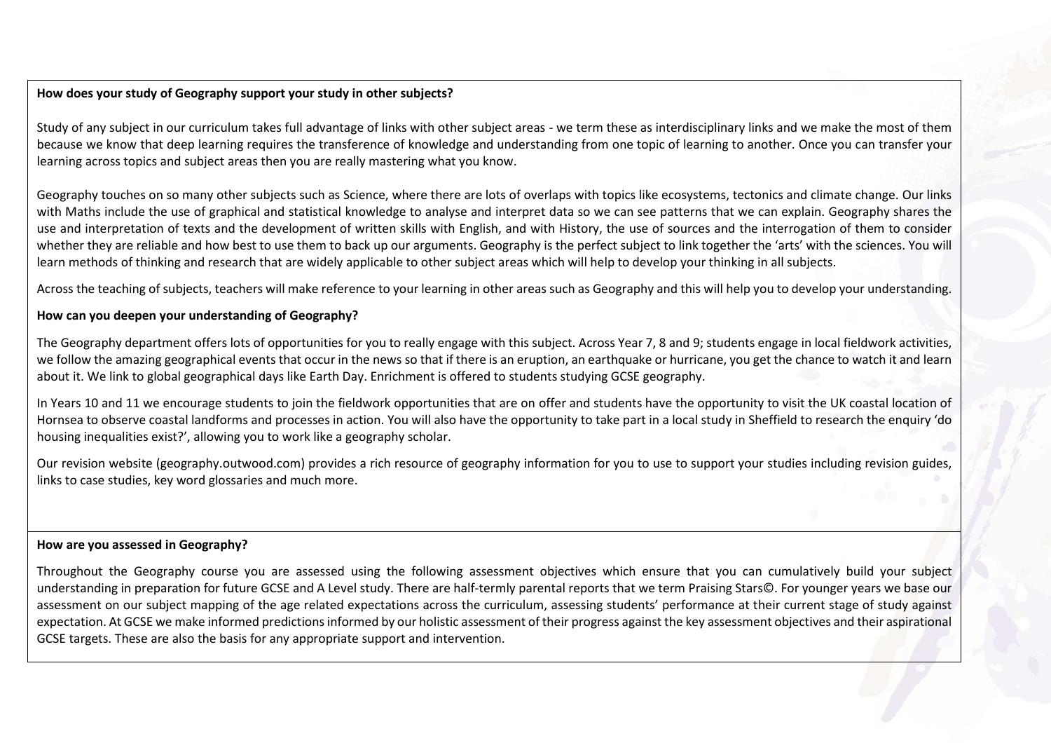**How does your study of Geography support your study in other subjects?**

Study of any subject in our curriculum takes full advantage of links with other subject areas - we term these as interdisciplinary links and we make the most of them because we know that deep learning requires the transference of knowledge and understanding from one topic of learning to another. Once you can transfer your learning across topics and subject areas then you are really mastering what you know.

Geography touches on so many other subjects such as Science, where there are lots of overlaps with topics like ecosystems, tectonics and climate change. Our links with Maths include the use of graphical and statistical knowledge to analyse and interpret data so we can see patterns that we can explain. Geography shares the use and interpretation of texts and the development of written skills with English, and with History, the use of sources and the interrogation of them to consider whether they are reliable and how best to use them to back up our arguments. Geography is the perfect subject to link together the 'arts' with the sciences. You will learn methods of thinking and research that are widely applicable to other subject areas which will help to develop your thinking in all subjects.

Across the teaching of subjects, teachers will make reference to your learning in other areas such as Geography and this will help you to develop your understanding.

**How can you deepen your understanding of Geography?**

The Geography department offers lots of opportunities for you to really engage with this subject. Across Year 7, 8 and 9; students engage in local fieldwork activities, we follow the amazing geographical events that occur in the news so that if there is an eruption, an earthquake or hurricane, you get the chance to watch it and learn about it. We link to global geographical days like Earth Day. Enrichment is offered to students studying GCSE geography.

In Years 10 and 11 we encourage students to join the fieldwork opportunities that are on offer and students have the opportunity to visit the UK coastal location of Hornsea to observe coastal landforms and processes in action. You will also have the opportunity to take part in a local study in Sheffield to research the enquiry 'do housing inequalities exist?', allowing you to work like a geography scholar.

Our revision website (geography.outwood.com) provides a rich resource of geography information for you to use to support your studies including revision guides, links to case studies, key word glossaries and much more.

**How are you assessed in Geography?**

Throughout the Geography course you are assessed using the following assessment objectives which ensure that you can cumulatively build your subject understanding in preparation for future GCSE and A Level study. There are half-termly parental reports that we term Praising Stars©. For younger years we base our assessment on our subject mapping of the age related expectations across the curriculum, assessing students' performance at their current stage of study against expectation. At GCSE we make informed predictions informed by our holistic assessment of their progress against the key assessment objectives and their aspirational GCSE targets. These are also the basis for any appropriate support and intervention.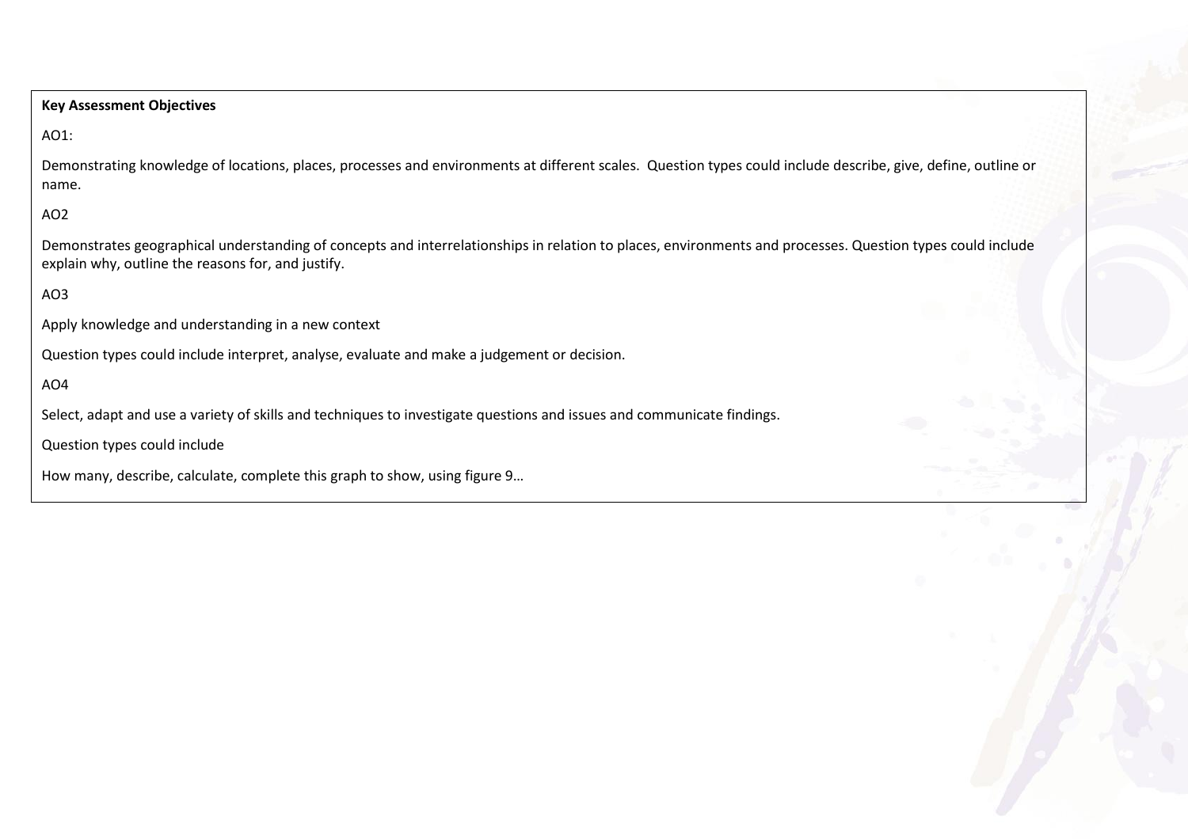**Key Assessment Objectives**

AO1:

Demonstrating knowledge of locations, places, processes and environments at different scales. Question types could include describe, give, define, outline or name.

AO2

Demonstrates geographical understanding of concepts and interrelationships in relation to places, environments and processes. Question types could include explain why, outline the reasons for, and justify.

AO3

Apply knowledge and understanding in a new context

Question types could include interpret, analyse, evaluate and make a judgement or decision.

AO4

Select, adapt and use a variety of skills and techniques to investigate questions and issues and communicate findings.

Question types could include

How many, describe, calculate, complete this graph to show, using figure 9…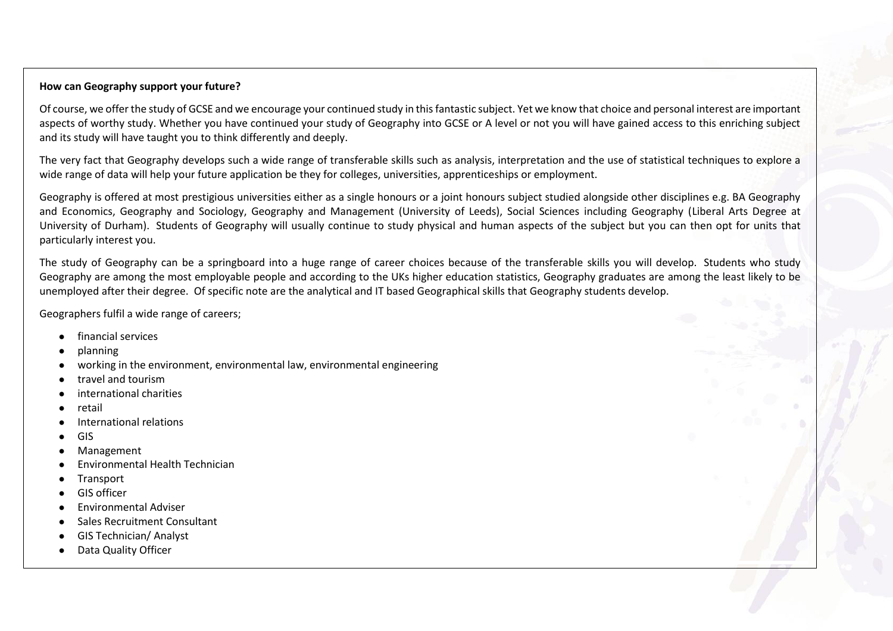**How can Geography support your future?**

Of course, we offer the study of GCSE and we encourage your continued study in this fantastic subject. Yet we know that choice and personal interest are important aspects of worthy study. Whether you have continued your study of Geography into GCSE or A level or not you will have gained access to this enriching subject and its study will have taught you to think differently and deeply.

The very fact that Geography develops such a wide range of transferable skills such as analysis, interpretation and the use of statistical techniques to explore a wide range of data will help your future application be they for colleges, universities, apprenticeships or employment.

Geography is offered at most prestigious universities either as a single honours or a joint honours subject studied alongside other disciplines e.g. BA Geography and Economics, Geography and Sociology, Geography and Management (University of Leeds), Social Sciences including Geography (Liberal Arts Degree at University of Durham). Students of Geography will usually continue to study physical and human aspects of the subject but you can then opt for units that particularly interest you.

The study of Geography can be a springboard into a huge range of career choices because of the transferable skills you will develop. Students who study Geography are among the most employable people and according to the UKs higher education statistics, Geography graduates are among the least likely to be unemployed after their degree. Of specific note are the analytical and IT based Geographical skills that Geography students develop.

Geographers fulfil a wide range of careers;

- financial services
- planning
- working in the environment, environmental law, environmental engineering
- travel and tourism
- international charities
- retail
- International relations
- GIS
- Management
- Environmental Health Technician
- Transport
- GIS officer
- Environmental Adviser
- Sales Recruitment Consultant
- GIS Technician/ Analyst
- Data Quality Officer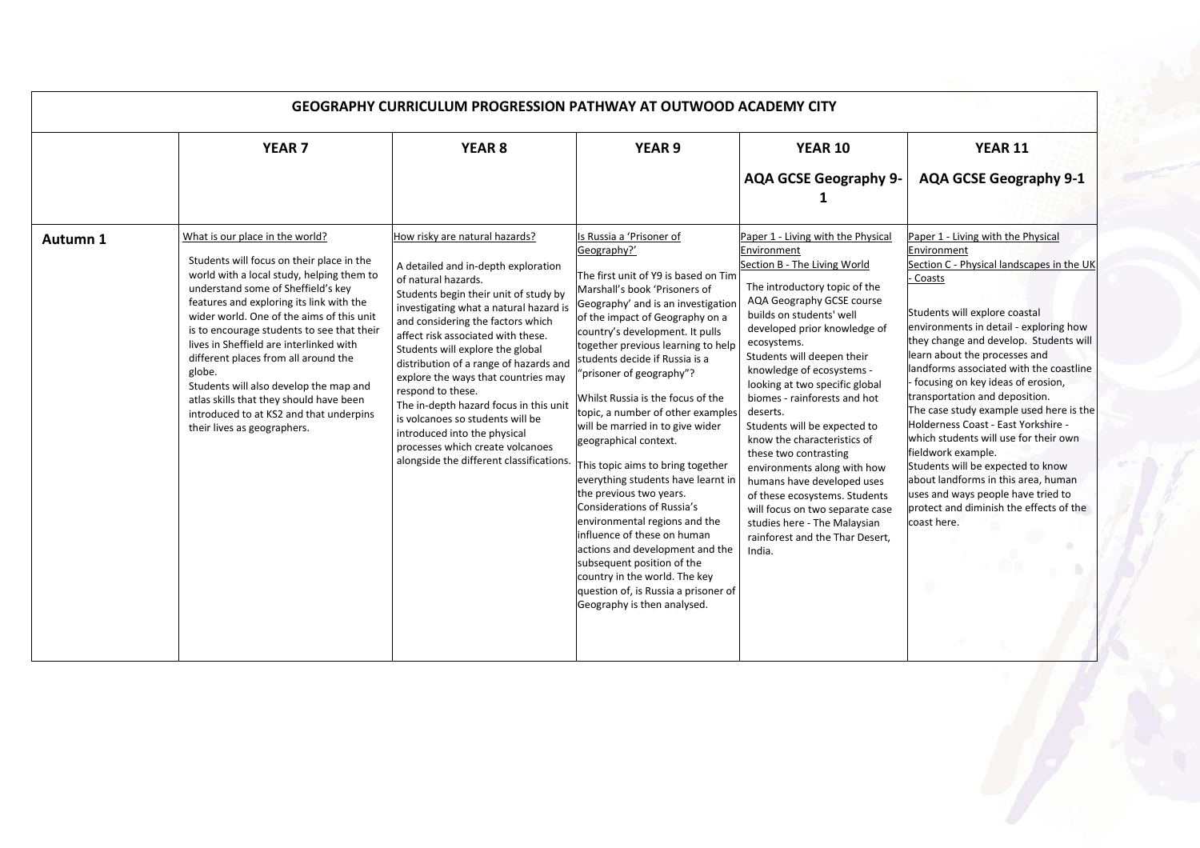| GEOGRAPHY CURRICULUM PROGRESSION PATHWAY AT OUTWOOD ACADEMY CITY | | | | | |
|---|---|---|---|---|---|
| | **YEAR 7** | **YEAR 8** | **YEAR 9** | **YEAR 10**<br><br>**AQA GCSE Geography 9-1** | **YEAR 11**<br><br>**AQA GCSE Geography 9-1** |
| **Autumn 1** | What is our place in the world?<br><br>Students will focus on their place in the world with a local study, helping them to understand some of Sheffield's key features and exploring its link with the wider world. One of the aims of this unit is to encourage students to see that their lives in Sheffield are interlinked with different places from all around the globe.<br>Students will also develop the map and atlas skills that they should have been introduced to at KS2 and that underpins their lives as geographers. | How risky are natural hazards?<br><br>A detailed and in-depth exploration of natural hazards.<br>Students begin their unit of study by investigating what a natural hazard is and considering the factors which affect risk associated with these. Students will explore the global distribution of a range of hazards and explore the ways that countries may respond to these.<br>The in-depth hazard focus in this unit is volcanoes so students will be introduced into the physical processes which create volcanoes alongside the different classifications. | Is Russia a 'Prisoner of Geography?'<br><br>The first unit of Y9 is based on Tim Marshall's book 'Prisoners of Geography' and is an investigation of the impact of Geography on a country's development. It pulls together previous learning to help students decide if Russia is a "prisoner of geography"?<br><br>Whilst Russia is the focus of the topic, a number of other examples will be married in to give wider geographical context.<br><br>This topic aims to bring together everything students have learnt in the previous two years.<br>Considerations of Russia's environmental regions and the influence of these on human actions and development and the subsequent position of the country in the world. The key question of, is Russia a prisoner of Geography is then analysed. | Paper 1 - Living with the Physical Environment<br>Section B - The Living World<br><br>The introductory topic of the AQA Geography GCSE course builds on students' well developed prior knowledge of ecosystems.<br>Students will deepen their knowledge of ecosystems - looking at two specific global biomes - rainforests and hot deserts.<br>Students will be expected to know the characteristics of these two contrasting environments along with how humans have developed uses of these ecosystems. Students will focus on two separate case studies here - The Malaysian rainforest and the Thar Desert, India. | Paper 1 - Living with the Physical Environment<br>Section C - Physical landscapes in the UK - Coasts<br><br>Students will explore coastal environments in detail - exploring how they change and develop. Students will learn about the processes and landforms associated with the coastline - focusing on key ideas of erosion, transportation and deposition.<br>The case study example used here is the Holderness Coast - East Yorkshire - which students will use for their own fieldwork example.<br>Students will be expected to know about landforms in this area, human uses and ways people have tried to protect and diminish the effects of the coast here. |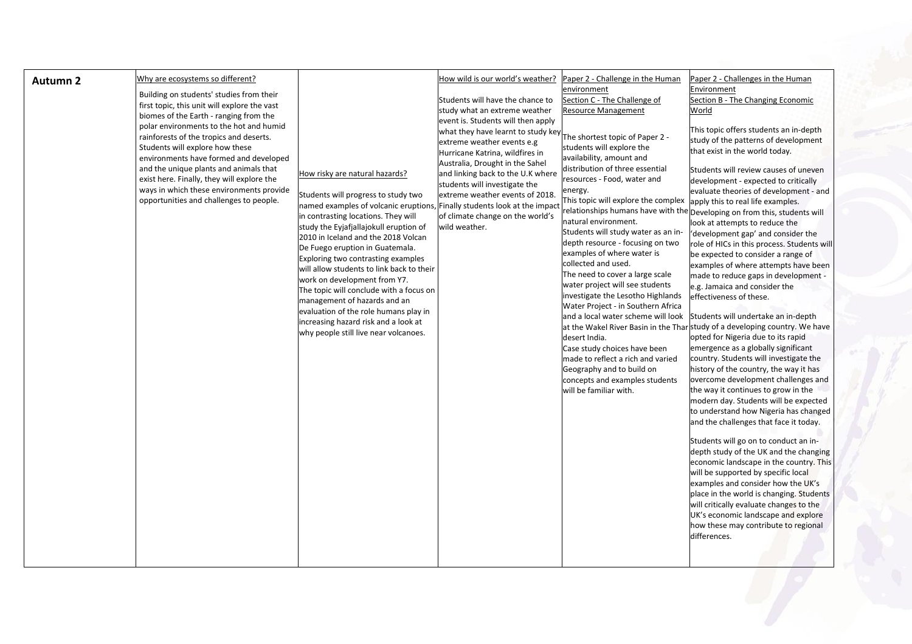| Autumn 2 | Why are ecosystems so different?<br><br>Building on students' studies from their first topic, this unit will explore the vast biomes of the Earth - ranging from the polar environments to the hot and humid rainforests of the tropics and deserts. Students will explore how these environments have formed and developed and the unique plants and animals that exist here. Finally, they will explore the ways in which these environments provide opportunities and challenges to people. | How risky are natural hazards?<br><br>Students will progress to study two named examples of volcanic eruptions, in contrasting locations. They will study the Eyjafjallajokull eruption of 2010 in Iceland and the 2018 Volcan De Fuego eruption in Guatemala. Exploring two contrasting examples will allow students to link back to their work on development from Y7. The topic will conclude with a focus on management of hazards and an evaluation of the role humans play in increasing hazard risk and a look at why people still live near volcanoes. | How wild is our world's weather?<br><br>Students will have the chance to study what an extreme weather event is. Students will then apply what they have learnt to study key extreme weather events e.g Hurricane Katrina, wildfires in Australia, Drought in the Sahel and linking back to the U.K where students will investigate the extreme weather events of 2018. Finally students look at the impact of climate change on the world's wild weather. | Paper 2 - Challenge in the Human environment<br>Section C - The Challenge of Resource Management<br><br>The shortest topic of Paper 2 - students will explore the availability, amount and distribution of three essential resources - Food, water and energy.<br>This topic will explore the complex relationships humans have with the natural environment.<br>Students will study water as an in-depth resource - focusing on two examples of where water is collected and used.<br>The need to cover a large scale water project will see students investigate the Lesotho Highlands Water Project - in Southern Africa and a local water scheme will look at the Wakel River Basin in the Thar desert India.<br>Case study choices have been made to reflect a rich and varied Geography and to build on concepts and examples students will be familiar with. | Paper 2 - Challenges in the Human Environment<br>Section B - The Changing Economic World<br><br>This topic offers students an in-depth study of the patterns of development that exist in the world today.<br><br>Students will review causes of uneven development - expected to critically evaluate theories of development - and apply this to real life examples.<br>Developing on from this, students will look at attempts to reduce the 'development gap' and consider the role of HICs in this process. Students will be expected to consider a range of examples of where attempts have been made to reduce gaps in development - e.g. Jamaica and consider the effectiveness of these.<br><br>Students will undertake an in-depth study of a developing country. We have opted for Nigeria due to its rapid emergence as a globally significant country. Students will investigate the history of the country, the way it has overcome development challenges and the way it continues to grow in the modern day. Students will be expected to understand how Nigeria has changed and the challenges that face it today.<br><br>Students will go on to conduct an in-depth study of the UK and the changing economic landscape in the country. This will be supported by specific local examples and consider how the UK's place in the world is changing. Students will critically evaluate changes to the UK's economic landscape and explore how these may contribute to regional differences. |
|---|---|---|---|---|---|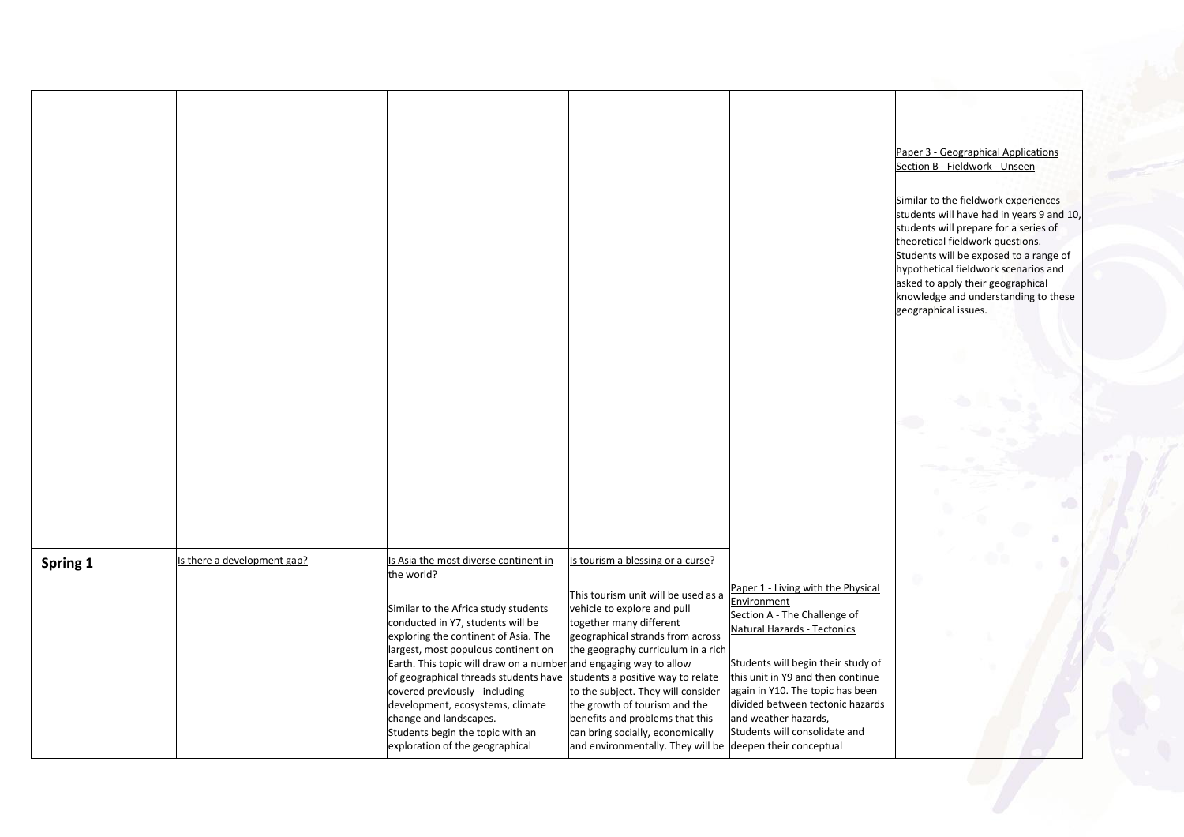| | | | | | |
|---|---|---|---|---|---|
| | | | | | Paper 3 - Geographical Applications<br>Section B - Fieldwork - Unseen<br><br>Similar to the fieldwork experiences students will have had in years 9 and 10, students will prepare for a series of theoretical fieldwork questions. Students will be exposed to a range of hypothetical fieldwork scenarios and asked to apply their geographical knowledge and understanding to these geographical issues. |
| **Spring 1** | Is there a development gap? | Is Asia the most diverse continent in the world?<br><br>Similar to the Africa study students conducted in Y7, students will be exploring the continent of Asia. The largest, most populous continent on Earth. This topic will draw on a number of geographical threads students have covered previously - including development, ecosystems, climate change and landscapes.<br>Students begin the topic with an exploration of the geographical | Is tourism a blessing or a curse?<br><br>This tourism unit will be used as a vehicle to explore and pull together many different geographical strands from across the geography curriculum in a rich and engaging way to allow students a positive way to relate to the subject. They will consider the growth of tourism and the benefits and problems that this can bring socially, economically and environmentally. They will be | Paper 1 - Living with the Physical Environment<br>Section A - The Challenge of Natural Hazards - Tectonics<br><br>Students will begin their study of this unit in Y9 and then continue again in Y10. The topic has been divided between tectonic hazards and weather hazards,<br>Students will consolidate and deepen their conceptual | |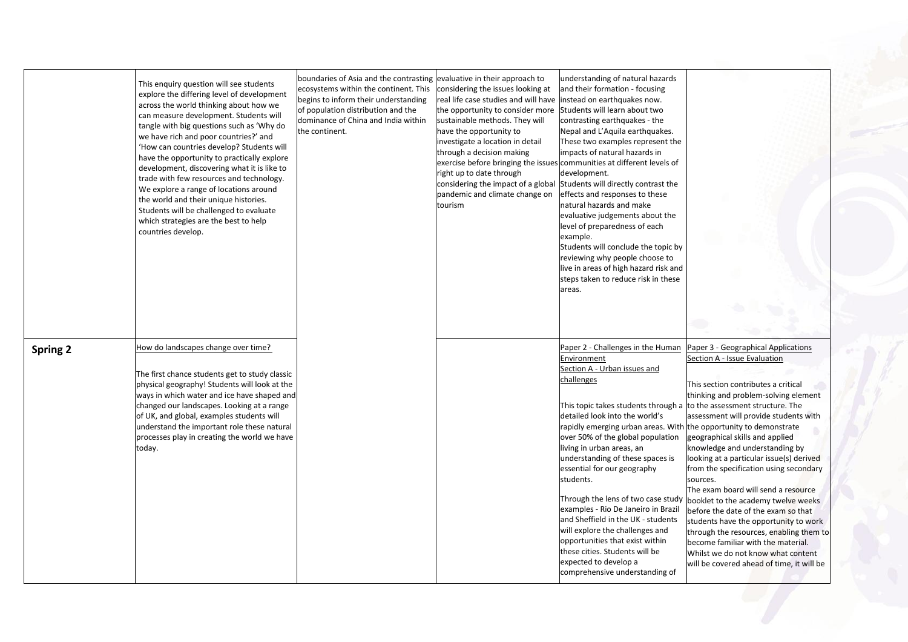| | | | | | |
|---|---|---|---|---|---|
| | This enquiry question will see students explore the differing level of development across the world thinking about how we can measure development. Students will tangle with big questions such as 'Why do we have rich and poor countries?' and 'How can countries develop? Students will have the opportunity to practically explore development, discovering what it is like to trade with few resources and technology. We explore a range of locations around the world and their unique histories. Students will be challenged to evaluate which strategies are the best to help countries develop. | boundaries of Asia and the contrasting ecosystems within the continent. This begins to inform their understanding of population distribution and the dominance of China and India within the continent. | evaluative in their approach to considering the issues looking at real life case studies and will have the opportunity to consider more sustainable methods. They will have the opportunity to investigate a location in detail through a decision making exercise before bringing the issues right up to date through considering the impact of a global pandemic and climate change on tourism | understanding of natural hazards and their formation - focusing instead on earthquakes now. Students will learn about two contrasting earthquakes - the Nepal and L'Aquila earthquakes. These two examples represent the impacts of natural hazards in communities at different levels of development. Students will directly contrast the effects and responses to these natural hazards and make evaluative judgements about the level of preparedness of each example. Students will conclude the topic by reviewing why people choose to live in areas of high hazard risk and steps taken to reduce risk in these areas. | |
| **Spring 2** | How do landscapes change over time?<br><br>The first chance students get to study classic physical geography! Students will look at the ways in which water and ice have shaped and changed our landscapes. Looking at a range of UK, and global, examples students will understand the important role these natural processes play in creating the world we have today. | | | Paper 2 - Challenges in the Human Environment<br>Section A - Urban issues and challenges<br><br>This topic takes students through a detailed look into the world's rapidly emerging urban areas. With over 50% of the global population living in urban areas, an understanding of these spaces is essential for our geography students.<br><br>Through the lens of two case study examples - Rio De Janeiro in Brazil and Sheffield in the UK - students will explore the challenges and opportunities that exist within these cities. Students will be expected to develop a comprehensive understanding of | Paper 3 - Geographical Applications<br>Section A - Issue Evaluation<br><br>This section contributes a critical thinking and problem-solving element to the assessment structure. The assessment will provide students with the opportunity to demonstrate geographical skills and applied knowledge and understanding by looking at a particular issue(s) derived from the specification using secondary sources.<br>The exam board will send a resource booklet to the academy twelve weeks before the date of the exam so that students have the opportunity to work through the resources, enabling them to become familiar with the material. Whilst we do not know what content will be covered ahead of time, it will be |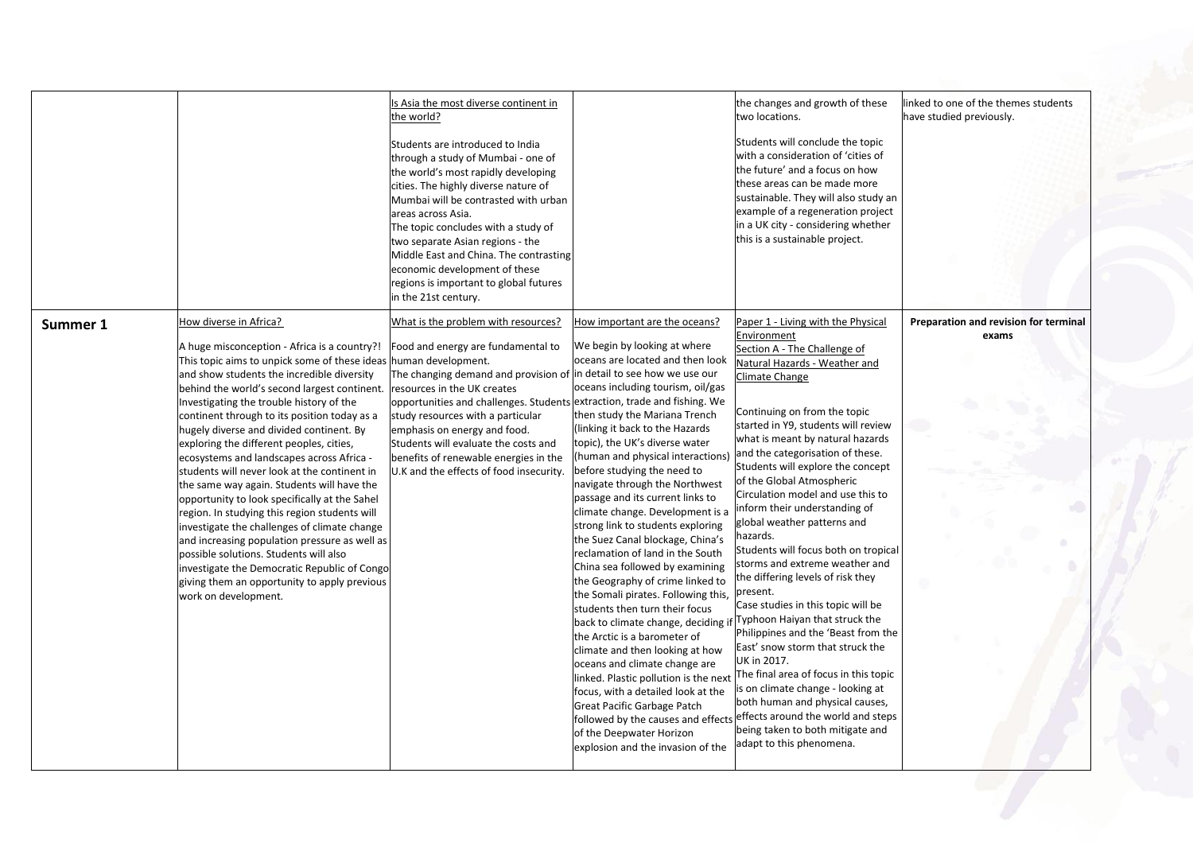| | | | | | |
|---|---|---|---|---|---|
| | | Is Asia the most diverse continent in the world?<br><br>Students are introduced to India through a study of Mumbai - one of the world's most rapidly developing cities. The highly diverse nature of Mumbai will be contrasted with urban areas across Asia.<br>The topic concludes with a study of two separate Asian regions - the Middle East and China. The contrasting economic development of these regions is important to global futures in the 21st century. | | the changes and growth of these two locations.<br><br>Students will conclude the topic with a consideration of 'cities of the future' and a focus on how these areas can be made more sustainable. They will also study an example of a regeneration project in a UK city - considering whether this is a sustainable project. | linked to one of the themes students have studied previously. |
| **Summer 1** | How diverse in Africa?<br><br>A huge misconception - Africa is a country?! This topic aims to unpick some of these ideas and show students the incredible diversity behind the world's second largest continent. Investigating the trouble history of the continent through to its position today as a hugely diverse and divided continent. By exploring the different peoples, cities, ecosystems and landscapes across Africa - students will never look at the continent in the same way again. Students will have the opportunity to look specifically at the Sahel region. In studying this region students will investigate the challenges of climate change and increasing population pressure as well as possible solutions. Students will also investigate the Democratic Republic of Congo giving them an opportunity to apply previous work on development. | What is the problem with resources?<br><br>Food and energy are fundamental to human development.<br>The changing demand and provision of resources in the UK creates opportunities and challenges. Students study resources with a particular emphasis on energy and food.<br>Students will evaluate the costs and benefits of renewable energies in the U.K and the effects of food insecurity. | How important are the oceans?<br><br>We begin by looking at where oceans are located and then look in detail to see how we use our oceans including tourism, oil/gas extraction, trade and fishing. We then study the Mariana Trench (linking it back to the Hazards topic), the UK's diverse water (human and physical interactions) before studying the need to navigate through the Northwest passage and its current links to climate change. Development is a strong link to students exploring the Suez Canal blockage, China's reclamation of land in the South China sea followed by examining the Geography of crime linked to the Somali pirates. Following this, students then turn their focus back to climate change, deciding if the Arctic is a barometer of climate and then looking at how oceans and climate change are linked. Plastic pollution is the next focus, with a detailed look at the Great Pacific Garbage Patch followed by the causes and effects of the Deepwater Horizon explosion and the invasion of the | Paper 1 - Living with the Physical Environment<br>Section A - The Challenge of Natural Hazards - Weather and Climate Change<br><br>Continuing on from the topic started in Y9, students will review what is meant by natural hazards and the categorisation of these. Students will explore the concept of the Global Atmospheric Circulation model and use this to inform their understanding of global weather patterns and hazards.<br>Students will focus both on tropical storms and extreme weather and the differing levels of risk they present.<br>Case studies in this topic will be Typhoon Haiyan that struck the Philippines and the 'Beast from the East' snow storm that struck the UK in 2017.<br>The final area of focus in this topic is on climate change - looking at both human and physical causes, effects around the world and steps being taken to both mitigate and adapt to this phenomena. | **Preparation and revision for terminal exams** |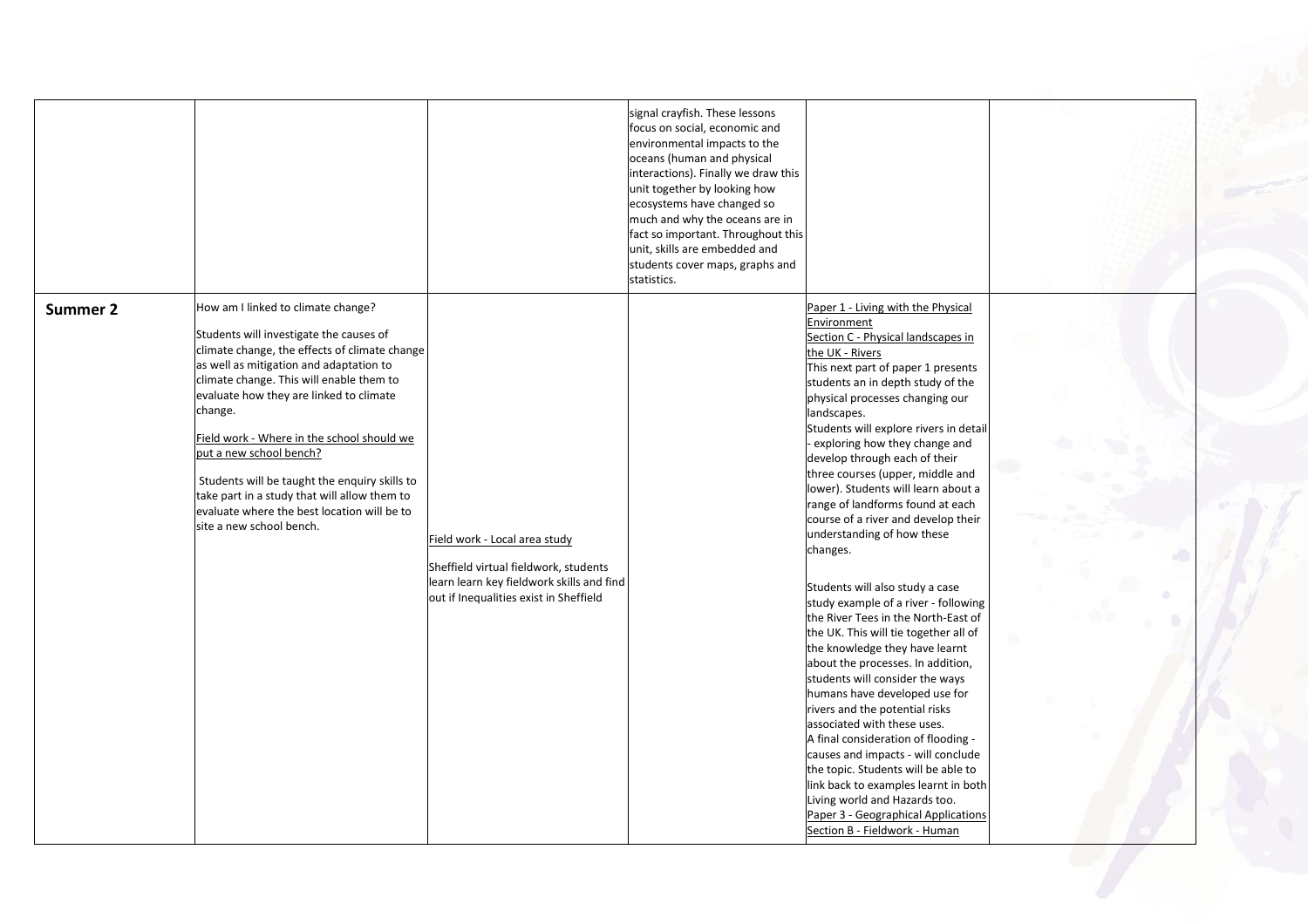| | | | | | |
|---|---|---|---|---|---|
| | | | signal crayfish. These lessons focus on social, economic and environmental impacts to the oceans (human and physical interactions). Finally we draw this unit together by looking how ecosystems have changed so much and why the oceans are in fact so important. Throughout this unit, skills are embedded and students cover maps, graphs and statistics. | | |
| **Summer 2** | How am I linked to climate change?<br><br>Students will investigate the causes of climate change, the effects of climate change as well as mitigation and adaptation to climate change. This will enable them to evaluate how they are linked to climate change.<br><br>Field work - Where in the school should we put a new school bench?<br><br>Students will be taught the enquiry skills to take part in a study that will allow them to evaluate where the best location will be to site a new school bench. | Field work - Local area study<br><br>Sheffield virtual fieldwork, students learn learn key fieldwork skills and find out if Inequalities exist in Sheffield | | Paper 1 - Living with the Physical Environment<br>Section C - Physical landscapes in the UK - Rivers<br>This next part of paper 1 presents students an in depth study of the physical processes changing our landscapes.<br>Students will explore rivers in detail - exploring how they change and develop through each of their three courses (upper, middle and lower). Students will learn about a range of landforms found at each course of a river and develop their understanding of how these changes.<br><br>Students will also study a case study example of a river - following the River Tees in the North-East of the UK. This will tie together all of the knowledge they have learnt about the processes. In addition, students will consider the ways humans have developed use for rivers and the potential risks associated with these uses.<br>A final consideration of flooding - causes and impacts - will conclude the topic. Students will be able to link back to examples learnt in both Living world and Hazards too.<br>Paper 3 - Geographical Applications<br>Section B - Fieldwork - Human | |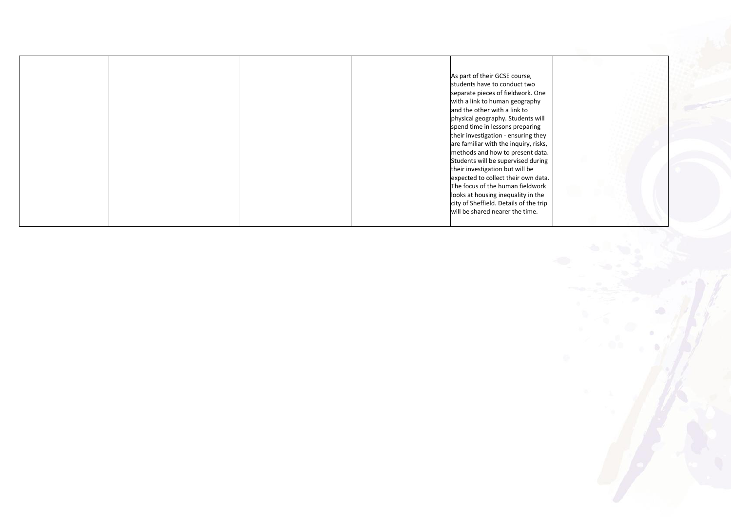| | | | | | |
|---|---|---|---|---|---|
| | | | | As part of their GCSE course, students have to conduct two separate pieces of fieldwork. One with a link to human geography and the other with a link to physical geography. Students will spend time in lessons preparing their investigation - ensuring they are familiar with the inquiry, risks, methods and how to present data. Students will be supervised during their investigation but will be expected to collect their own data. The focus of the human fieldwork looks at housing inequality in the city of Sheffield. Details of the trip will be shared nearer the time. | |